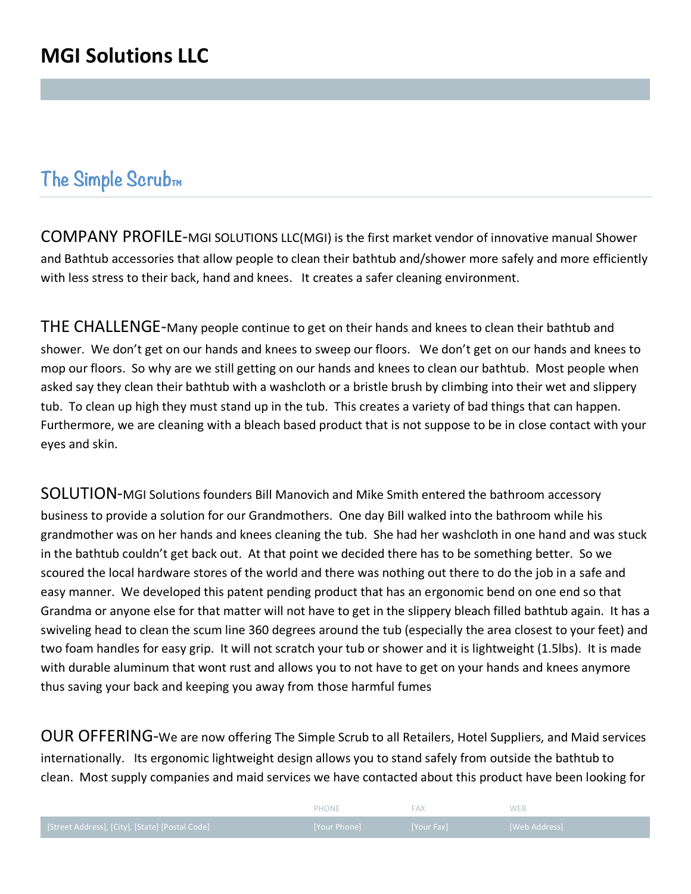# MGI Solutions LLC

## The Simple Scrub™

COMPANY PROFILE-MGI SOLUTIONS LLC(MGI) is the first market vendor of innovative manual Shower and Bathtub accessories that allow people to clean their bathtub and/shower more safely and more efficiently with less stress to their back, hand and knees. It creates a safer cleaning environment.

THE CHALLENGE-Many people continue to get on their hands and knees to clean their bathtub and shower. We don't get on our hands and knees to sweep our floors. We don't get on our hands and knees to mop our floors. So why are we still getting on our hands and knees to clean our bathtub. Most people when asked say they clean their bathtub with a washcloth or a bristle brush by climbing into their wet and slippery tub. To clean up high they must stand up in the tub. This creates a variety of bad things that can happen. Furthermore, we are cleaning with a bleach based product that is not suppose to be in close contact with your eyes and skin.

SOLUTION-MGI Solutions founders Bill Manovich and Mike Smith entered the bathroom accessory business to provide a solution for our Grandmothers. One day Bill walked into the bathroom while his grandmother was on her hands and knees cleaning the tub. She had her washcloth in one hand and was stuck in the bathtub couldn't get back out. At that point we decided there has to be something better. So we scoured the local hardware stores of the world and there was nothing out there to do the job in a safe and easy manner. We developed this patent pending product that has an ergonomic bend on one end so that Grandma or anyone else for that matter will not have to get in the slippery bleach filled bathtub again. It has a swiveling head to clean the scum line 360 degrees around the tub (especially the area closest to your feet) and two foam handles for easy grip. It will not scratch your tub or shower and it is lightweight (1.5lbs). It is made with durable aluminum that wont rust and allows you to not have to get on your hands and knees anymore thus saving your back and keeping you away from those harmful fumes

OUR OFFERING-We are now offering The Simple Scrub to all Retailers, Hotel Suppliers, and Maid services internationally. Its ergonomic lightweight design allows you to stand safely from outside the bathtub to clean. Most supply companies and maid services we have contacted about this product have been looking for

| | PHONE | FAX | WEB |
|---|---|---|---|
| [Street Address], [City], [State] [Postal Code] | [Your Phone] | [Your Fax] | [Web Address] |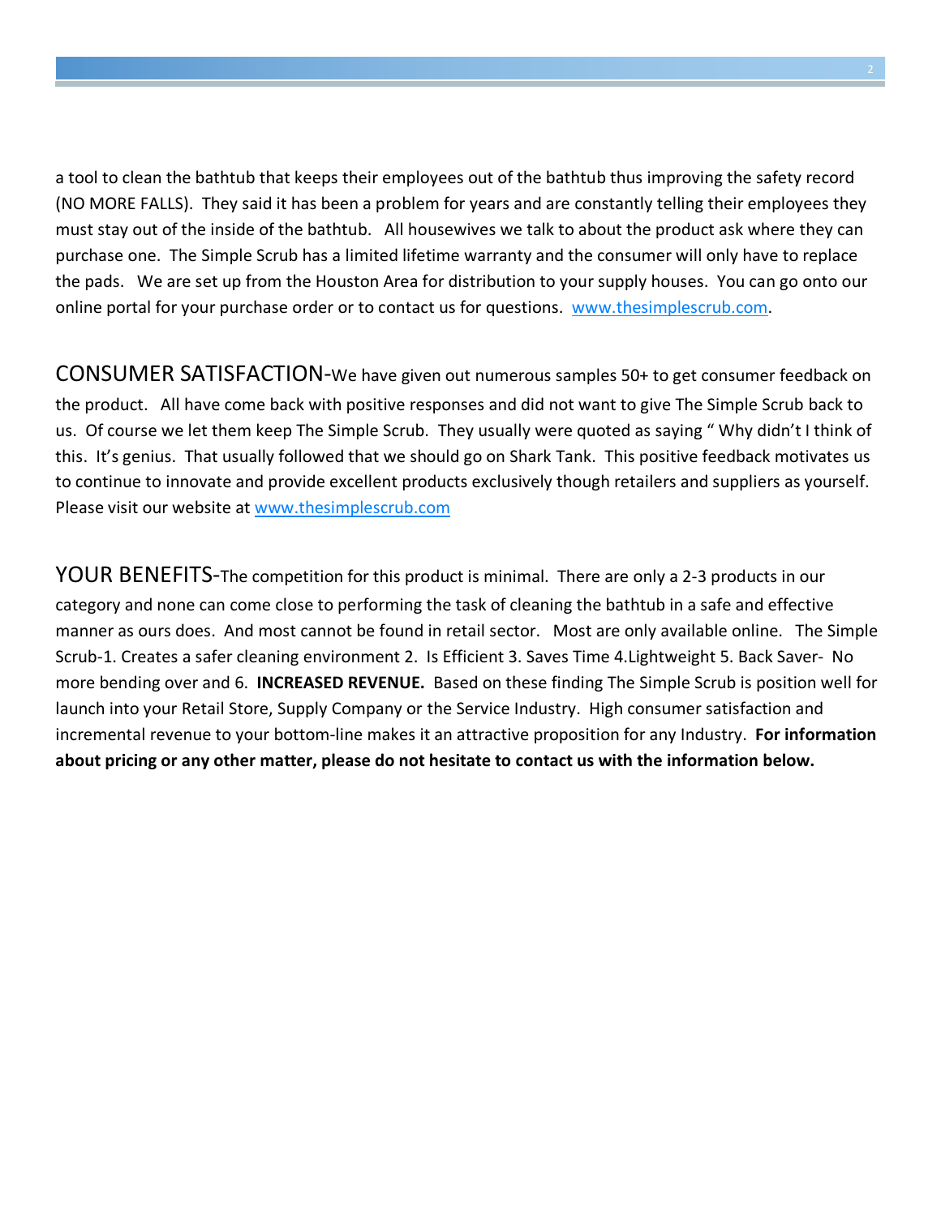a tool to clean the bathtub that keeps their employees out of the bathtub thus improving the safety record (NO MORE FALLS). They said it has been a problem for years and are constantly telling their employees they must stay out of the inside of the bathtub. All housewives we talk to about the product ask where they can purchase one. The Simple Scrub has a limited lifetime warranty and the consumer will only have to replace the pads. We are set up from the Houston Area for distribution to your supply houses. You can go onto our online portal for your purchase order or to contact us for questions. [www.thesimplescrub.com](http://www.thesimplescrub.com).

CONSUMER SATISFACTION-We have given out numerous samples 50+ to get consumer feedback on the product. All have come back with positive responses and did not want to give The Simple Scrub back to us. Of course we let them keep The Simple Scrub. They usually were quoted as saying " Why didn't I think of this. It's genius. That usually followed that we should go on Shark Tank. This positive feedback motivates us to continue to innovate and provide excellent products exclusively though retailers and suppliers as yourself. Please visit our website at [www.thesimplescrub.com](http://www.thesimplescrub.com)

YOUR BENEFITS-The competition for this product is minimal. There are only a 2-3 products in our category and none can come close to performing the task of cleaning the bathtub in a safe and effective manner as ours does. And most cannot be found in retail sector. Most are only available online. The Simple Scrub-1. Creates a safer cleaning environment 2. Is Efficient 3. Saves Time 4.Lightweight 5. Back Saver- No more bending over and 6. **INCREASED REVENUE.** Based on these finding The Simple Scrub is position well for launch into your Retail Store, Supply Company or the Service Industry. High consumer satisfaction and incremental revenue to your bottom-line makes it an attractive proposition for any Industry. **For information about pricing or any other matter, please do not hesitate to contact us with the information below.**